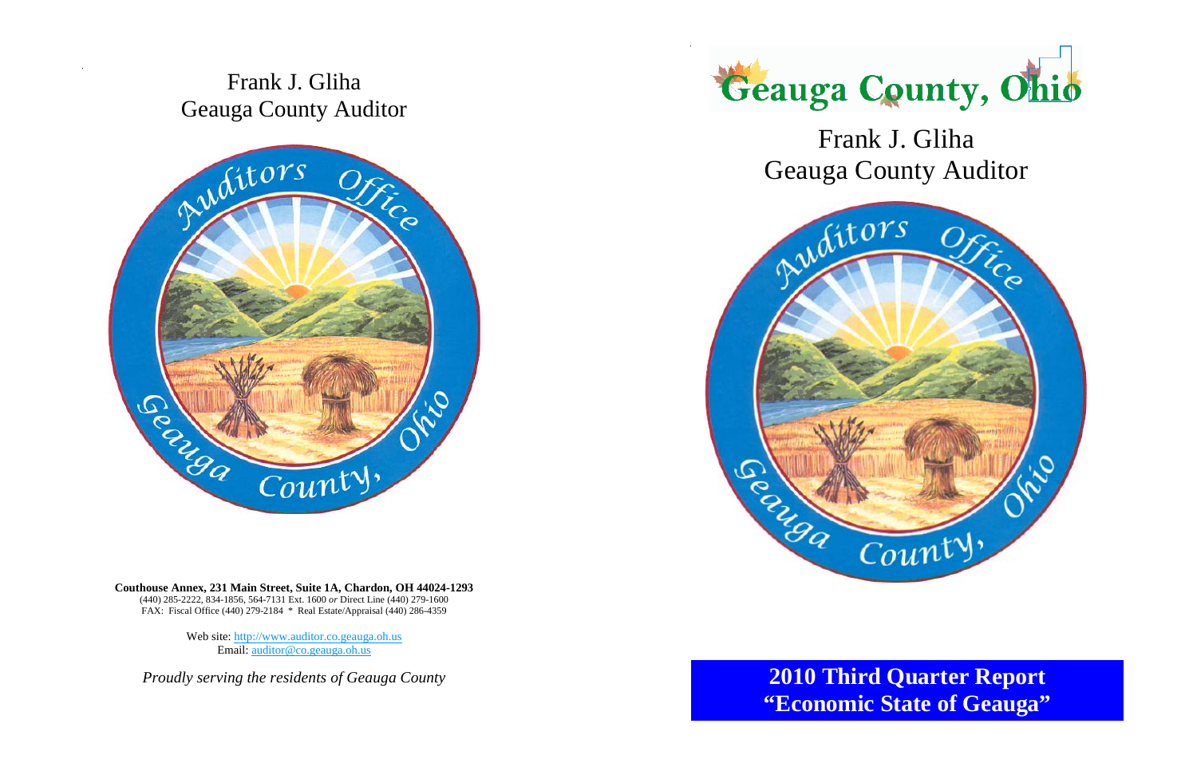Frank J. Gliha
Geauga County Auditor

**Couthouse Annex, 231 Main Street, Suite 1A, Chardon, OH 44024-1293**
(440) 285-2222, 834-1856, 564-7131 Ext. 1600 *or* Direct Line (440) 279-1600
FAX: Fiscal Office (440) 279-2184 * Real Estate/Appraisal (440) 286-4359

Web site: http://www.auditor.co.geauga.oh.us
Email: auditor@co.geauga.oh.us

*Proudly serving the residents of Geauga County*

# Geauga County, Ohio

Frank J. Gliha
Geauga County Auditor

**2010 Third Quarter Report**
**"Economic State of Geauga"**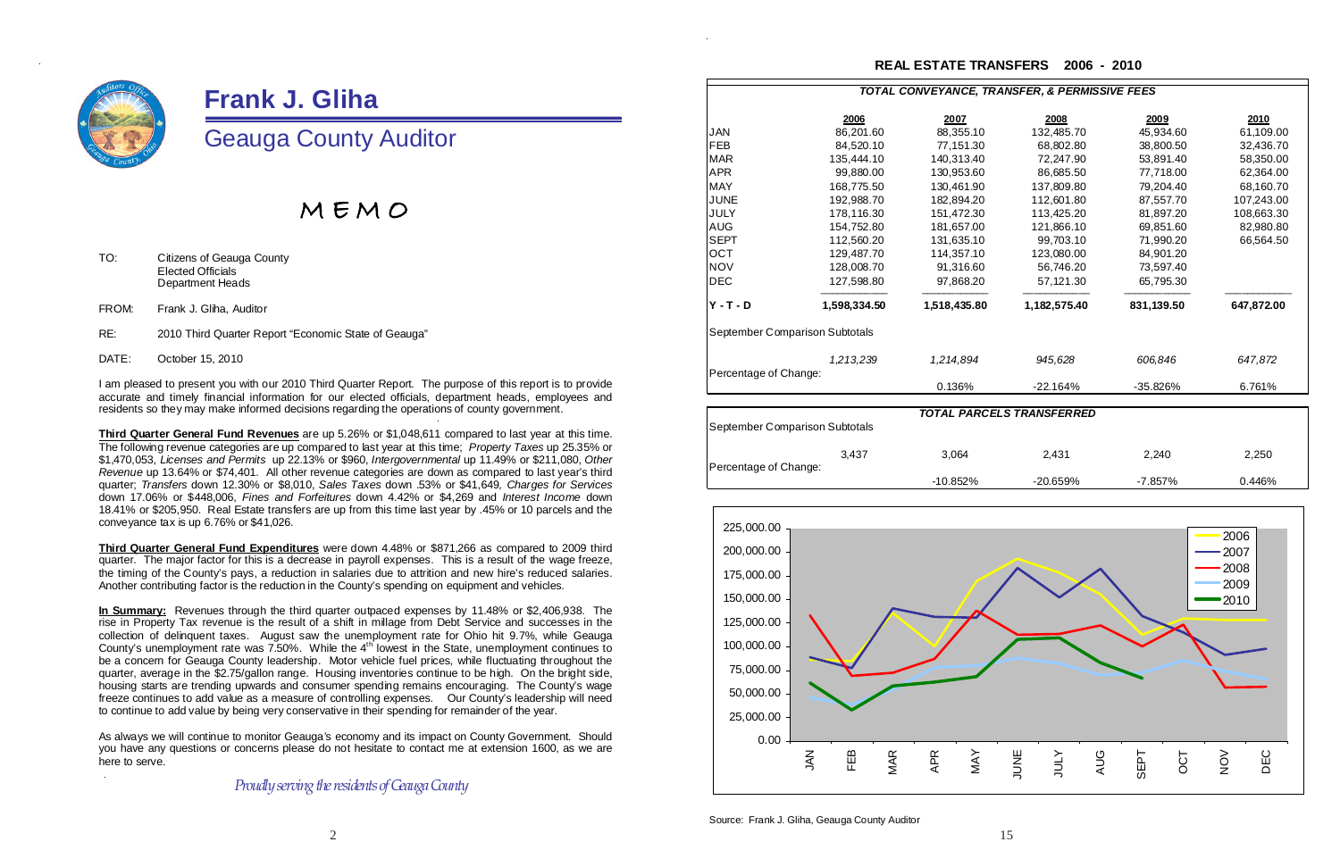# Frank J. Gliha

## Geauga County Auditor

## MEMO

TO: Citizens of Geauga County
Elected Officials
Department Heads

FROM: Frank J. Gliha, Auditor

RE: 2010 Third Quarter Report "Economic State of Geauga"

DATE: October 15, 2010

I am pleased to present you with our 2010 Third Quarter Report. The purpose of this report is to provide accurate and timely financial information for our elected officials, department heads, employees and residents so they may make informed decisions regarding the operations of county government.

**Third Quarter General Fund Revenues** are up 5.26% or $1,048,611 compared to last year at this time. The following revenue categories are up compared to last year at this time; *Property Taxes* up 25.35% or $1,470,053, *Licenses and Permits* up 22.13% or $960, *Intergovernmental* up 11.49% or $211,080, *Other Revenue* up 13.64% or $74,401. All other revenue categories are down as compared to last year's third quarter; *Transfers* down 12.30% or $8,010, *Sales Taxes* down .53% or $41,649, *Charges for Services* down 17.06% or $448,006, *Fines and Forfeitures* down 4.42% or $4,269 and *Interest Income* down 18.41% or $205,950. Real Estate transfers are up from this time last year by .45% or 10 parcels and the conveyance tax is up 6.76% or $41,026.

**Third Quarter General Fund Expenditures** were down 4.48% or $871,266 as compared to 2009 third quarter. The major factor for this is a decrease in payroll expenses. This is a result of the wage freeze, the timing of the County's pays, a reduction in salaries due to attrition and new hire's reduced salaries. Another contributing factor is the reduction in the County's spending on equipment and vehicles.

**In Summary:** Revenues through the third quarter outpaced expenses by 11.48% or $2,406,938. The rise in Property Tax revenue is the result of a shift in millage from Debt Service and successes in the collection of delinquent taxes. August saw the unemployment rate for Ohio hit 9.7%, while Geauga County's unemployment rate was 7.50%. While the 4th lowest in the State, unemployment continues to be a concern for Geauga County leadership. Motor vehicle fuel prices, while fluctuating throughout the quarter, average in the $2.75/gallon range. Housing inventories continue to be high. On the bright side, housing starts are trending upwards and consumer spending remains encouraging. The County's wage freeze continues to add value as a measure of controlling expenses. Our County's leadership will need to continue to add value by being very conservative in their spending for remainder of the year.

As always we will continue to monitor Geauga's economy and its impact on County Government. Should you have any questions or concerns please do not hesitate to contact me at extension 1600, as we are here to serve.

*Proudly serving the residents of Geauga County*

## REAL ESTATE TRANSFERS 2006 - 2010

*TOTAL CONVEYANCE, TRANSFER, & PERMISSIVE FEES*

| | 2006 | 2007 | 2008 | 2009 | 2010 |
|---|---|---|---|---|---|
| JAN | 86,201.60 | 88,355.10 | 132,485.70 | 45,934.60 | 61,109.00 |
| FEB | 84,520.10 | 77,151.30 | 68,802.80 | 38,800.50 | 32,436.70 |
| MAR | 135,444.10 | 140,313.40 | 72,247.90 | 53,891.40 | 58,350.00 |
| APR | 99,880.00 | 130,953.60 | 86,685.50 | 77,718.00 | 62,364.00 |
| MAY | 168,775.50 | 130,461.90 | 137,809.80 | 79,204.40 | 68,160.70 |
| JUNE | 192,988.70 | 182,894.20 | 112,601.80 | 87,557.70 | 107,243.00 |
| JULY | 178,116.30 | 151,472.30 | 113,425.20 | 81,897.20 | 108,663.30 |
| AUG | 154,752.80 | 181,657.00 | 121,866.10 | 69,851.60 | 82,980.80 |
| SEPT | 112,560.20 | 131,635.10 | 99,703.10 | 71,990.20 | 66,564.50 |
| OCT | 129,487.70 | 114,357.10 | 123,080.00 | 84,901.20 | |
| NOV | 128,008.70 | 91,316.60 | 56,746.20 | 73,597.40 | |
| DEC | 127,598.80 | 97,868.20 | 57,121.30 | 65,795.30 | |
| **Y - T - D** | **1,598,334.50** | **1,518,435.80** | **1,182,575.40** | **831,139.50** | **647,872.00** |
| September Comparison Subtotals | *1,213,239* | *1,214,894* | *945,628* | *606,846* | *647,872* |
| Percentage of Change: | | 0.136% | -22.164% | -35.826% | 6.761% |

*TOTAL PARCELS TRANSFERRED*

| | 2006 | 2007 | 2008 | 2009 | 2010 |
|---|---|---|---|---|---|
| September Comparison Subtotals | 3,437 | 3,064 | 2,431 | 2,240 | 2,250 |
| Percentage of Change: | | -10.852% | -20.659% | -7.857% | 0.446% |

Source: Frank J. Gliha, Geauga County Auditor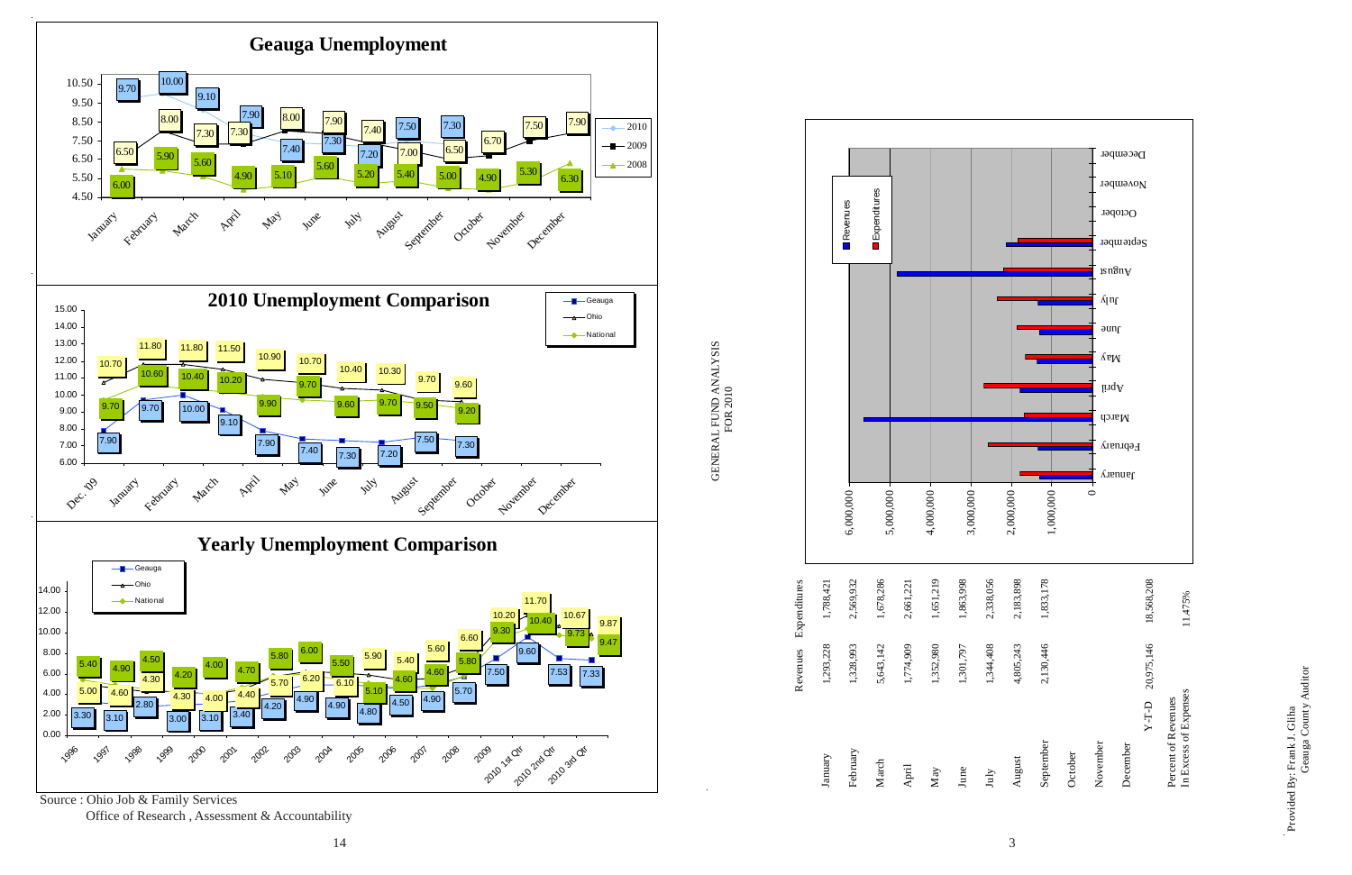## Geauga Unemployment

| Month | 2010 | 2009 | 2008 |
|---|---|---|---|
| January | 9.70 | 6.50 | 6.00 |
| February | 10.00 | 8.00 | 5.90 |
| March | 9.10 | 7.30 | 5.60 |
| April | 7.90 | 7.30 | 4.90 |
| May | 7.40 | 8.00 | 5.10 |
| June | 7.30 | 7.90 | 5.60 |
| July | 7.20 | 7.40 | 5.20 |
| August | 7.50 | 7.00 | 5.40 |
| September | 7.30 | 6.50 | 5.00 |
| October | | 6.70 | 4.90 |
| November | | 7.50 | 5.30 |
| December | | 7.90 | 6.30 |

## 2010 Unemployment Comparison

| Month | Geauga | Ohio | National |
|---|---|---|---|
| Dec. '09 | 7.90 | 10.70 | 9.70 |
| January | 9.70 | 11.80 | 10.60 |
| February | 10.00 | 11.80 | 10.40 |
| March | 9.10 | 11.50 | 10.20 |
| April | 7.90 | 10.90 | 9.90 |
| May | 7.40 | 10.70 | 9.70 |
| June | 7.30 | 10.40 | 9.60 |
| July | 7.20 | 10.30 | 9.70 |
| August | 7.50 | 9.70 | 9.50 |
| September | 7.30 | 9.60 | 9.20 |
| October | | | |
| November | | | |
| December | | | |

## Yearly Unemployment Comparison

| Year | Geauga | Ohio | National |
|---|---|---|---|
| 1996 | 3.30 | 4.90 | 5.40 |
| 1997 | 3.10 | 4.60 | 5.00 |
| 1998 | 2.80 | 4.30 | 4.50 |
| 1999 | 3.00 | 4.30 | 4.20 |
| 2000 | 3.10 | 4.00 | 4.00 |
| 2001 | 3.40 | 4.40 | 4.70 |
| 2002 | 4.20 | 5.70 | 5.80 |
| 2003 | 4.90 | 6.20 | 6.00 |
| 2004 | 4.90 | 6.10 | 5.50 |
| 2005 | 4.80 | 5.90 | 5.10 |
| 2006 | 4.50 | 5.40 | 4.60 |
| 2007 | 4.90 | 5.60 | 4.60 |
| 2008 | 5.70 | 6.60 | 5.80 |
| 2009 | 7.50 | 10.20 | 9.30 |
| 2010 1st Qtr | 9.60 | 11.70 | 10.40 |
| 2010 2nd Qtr | 7.53 | 10.67 | 9.73 |
| 2010 3rd Qtr | 7.33 | 9.87 | 9.47 |

Source : Ohio Job & Family Services
Office of Research , Assessment & Accountability

## GENERAL FUND ANALYSIS FOR 2010

| | Revenues | Expenditures |
|---|---|---|
| January | 1,293,228 | 1,788,421 |
| February | 1,328,993 | 2,569,932 |
| March | 5,643,142 | 1,678,286 |
| April | 1,774,909 | 2,661,221 |
| May | 1,352,980 | 1,651,219 |
| June | 1,301,797 | 1,863,998 |
| July | 1,344,408 | 2,338,056 |
| August | 4,805,243 | 2,183,898 |
| September | 2,130,446 | 1,833,178 |
| October | | |
| November | | |
| December | | |
| Y-T-D | 20,975,146 | 18,568,208 |
| Percent of Revenues In Excess of Expenses | | 11.475% |

Provided By: Frank J. Gliha
Geauga County Auditor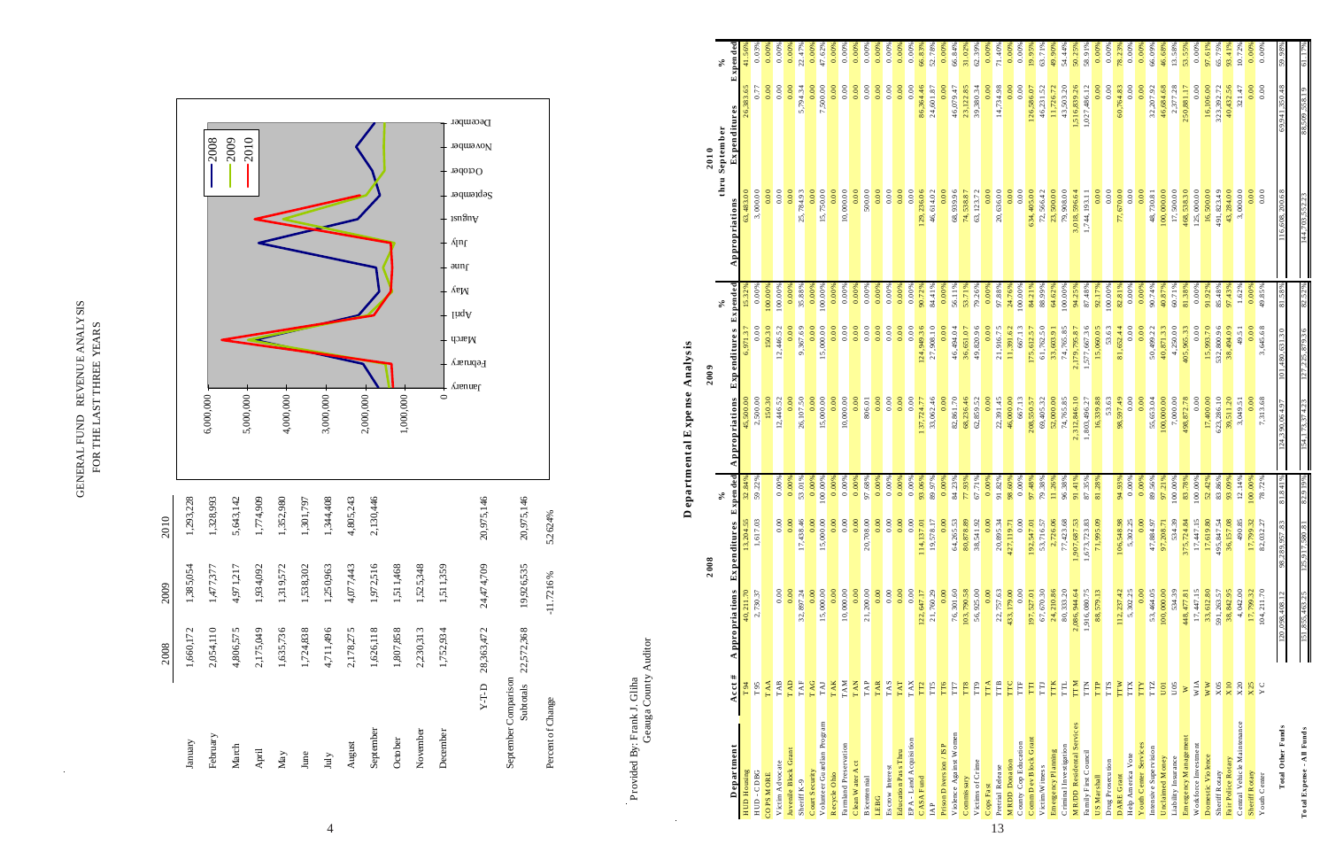# GENERAL FUND REVENUE ANALYSIS
## FOR THE LAST THREE YEARS

| | 2008 | 2009 | 2010 |
|---|---|---|---|
| January | 1,660,172 | 1,385,054 | 1,293,228 |
| February | 2,054,110 | 1,477,377 | 1,328,993 |
| March | 4,806,575 | 4,971,217 | 5,643,142 |
| April | 2,175,049 | 1,934,092 | 1,774,909 |
| May | 1,635,736 | 1,319,572 | 1,352,980 |
| June | 1,724,838 | 1,538,302 | 1,301,797 |
| July | 4,711,496 | 1,250,963 | 1,344,408 |
| August | 2,178,275 | 4,077,443 | 4,805,243 |
| September | 1,626,118 | 1,972,516 | 2,130,446 |
| October | 1,807,858 | 1,511,468 | |
| November | 2,230,313 | 1,525,348 | |
| December | 1,752,934 | 1,511,359 | |
| Y-T-D | 28,363,472 | 24,474,709 | 20,975,146 |
| September Comparison Subtotals | 22,572,368 | 19,926,535 | 20,975,146 |
| Percent of Change | | -11.7216% | 5.2624% |

Provided By: Frank J. Gliha
Geauga County Auditor

# Departmental Expense Analysis

| Department | Acct # | 2008 Appropriations | 2008 Expenditures | 2008 % Expended | 2009 Appropriations | 2009 Expenditures | 2009 % Expended | 2010 Appropriations thru September | 2010 Expenditures | 2010 % Expended |
|---|---|---|---|---|---|---|---|---|---|---|
| HUD Housing | T94 | 40,211.70 | 13,204.55 | 32.84% | 45,500.00 | 6,971.37 | 15.32% | 63,483.00 | 26,383.65 | 41.56% |
| HUD - CDBG | T95 | 2,730.57 | 1,617.03 | 59.22% | 2,500.00 | 0.00 | 0.00% | 3,000.00 | 0.77 | 0.03% |
| COPS MORE | TAA | | | | 150.30 | 150.30 | 100.00% | 0.00 | 0.00 | 0.00% |
| Victim Advocate | TAB | 0.00 | 0.00 | 0.00% | 12,446.52 | 12,446.52 | 100.00% | 0.00 | 0.00 | 0.00% |
| Juvenile Block Grant | TAD | 0.00 | 0.00 | 0.00% | 0.00 | 0.00 | 0.00% | 0.00 | 0.00 | 0.00% |
| Sheriff K-9 | TAF | 32,897.24 | 17,438.46 | 53.01% | 26,107.50 | 9,367.69 | 35.88% | 25,784.93 | 5,794.34 | 22.47% |
| Court Security | TAG | 0.00 | 0.00 | 0.00% | 0.00 | 0.00 | 0.00% | 0.00 | 0.00 | 0.00% |
| Volunteer Guardian Program | TAJ | 15,000.00 | 15,000.00 | 100.00% | 15,000.00 | 15,000.00 | 100.00% | 15,750.00 | 7,500.00 | 47.62% |
| Recycle Ohio | TAK | 0.00 | 0.00 | 0.00% | 0.00 | 0.00 | 0.00% | 0.00 | 0.00 | 0.00% |
| Farmland Preservation | TAM | 10,000.00 | 0.00 | 0.00% | 10,000.00 | 0.00 | 0.00% | 10,000.00 | 0.00 | 0.00% |
| Clean Water Act | TAN | 0.00 | 0.00 | 0.00% | 0.00 | 0.00 | 0.00% | 0.00 | 0.00 | 0.00% |
| Bicentennial | TAP | 21,200.00 | 20,708.00 | 97.68% | 806.01 | 0.00 | 0.00% | 500.00 | 0.00 | 0.00% |
| LEBG | TAR | 0.00 | 0.00 | 0.00% | 0.00 | 0.00 | 0.00% | 0.00 | 0.00 | 0.00% |
| Escrow Interest | TAS | 0.00 | 0.00 | 0.00% | 0.00 | 0.00 | 0.00% | 0.00 | 0.00 | 0.00% |
| Education Pass Thru | TAT | 0.00 | 0.00 | 0.00% | 0.00 | 0.00 | 0.00% | 0.00 | 0.00 | 0.00% |
| EPA - Land Acquisition | TAX | 0.00 | 0.00 | 0.00% | 0.00 | 0.00 | 0.00% | 0.00 | 0.00 | 0.00% |
| CASA Fund | TT2 | 122,647.17 | 114,137.01 | 93.06% | 137,724.77 | 124,949.36 | 90.72% | 129,236.06 | 86,364.46 | 66.83% |
| IAP | TT5 | 21,760.29 | 19,578.17 | 89.97% | 33,062.46 | 27,908.10 | 84.41% | 46,614.02 | 24,601.87 | 52.78% |
| Prison Diversion / JSP | TT6 | 0.00 | 0.00 | 0.00% | 0.00 | 0.00 | 0.00% | 0.00 | 0.00 | 0.00% |
| Violence Against Women | TT7 | 76,391.32 | 64,265.53 | 84.13% | 82,861.70 | 46,494.04 | 56.11% | 68,939.56 | 46,079.47 | 66.84% |
| Commissary | TT8 | 103,790.58 | 80,878.89 | 77.93% | 68,236.46 | 36,651.07 | 53.71% | 74,538.87 | 23,122.85 | 31.02% |
| Victims of Crime | TT9 | 56,925.00 | 38,541.92 | 67.71% | 62,859.52 | 49,820.96 | 79.26% | 63,123.72 | 39,380.34 | 62.39% |
| Cops Fast | TTA | 0.00 | 0.00 | 0.00% | 0.00 | 0.00 | 0.00% | 0.00 | 0.00 | 0.00% |
| Pretrial Release | TTB | 22,757.63 | 20,895.34 | 91.82% | 22,391.45 | 21,916.75 | 97.88% | 20,636.00 | 14,734.98 | 71.40% |
| MRDD Donation | TTC | 433,179.00 | 427,119.71 | 98.60% | 46,000.00 | 11,391.62 | 24.76% | 0.00 | 0.00 | 0.00% |
| County Cop Education | TTF | 0.00 | 0.00 | 0.00% | 667.13 | 667.13 | 100.00% | 0.00 | 0.00 | 0.00% |
| Comm Dev Block Grant | TTI | 197,527.01 | 192,547.01 | 97.48% | 208,550.57 | 175,612.57 | 84.21% | 634,405.00 | 126,586.07 | 19.95% |
| Victim Witness | TTJ | 67,670.30 | 53,716.57 | 79.38% | 69,405.32 | 61,762.50 | 88.99% | 72,566.42 | 46,231.52 | 63.71% |
| Emergency Planning | TTK | 24,310.86 | 2,726.06 | 11.26% | 52,000.00 | 33,603.91 | 64.62% | 23,500.00 | 11,726.72 | 49.90% |
| Criminal Investigation | TTL | 80,333.20 | 77,423.68 | 96.38% | 74,765.85 | 74,765.85 | 100.00% | 79,908.00 | 43,503.20 | 54.44% |
| MRDD Residential Services | TTM | 2,086,944.64 | 1,907,687.53 | 91.41% | 2,312,846.10 | 2,179,795.87 | 94.25% | 3,018,596.64 | 1,516,839.26 | 50.25% |
| Family First Council | TTN | 1,916,080.75 | 1,673,723.83 | 87.35% | 1,803,496.27 | 1,577,667.36 | 87.48% | 1,744,193.11 | 1,027,486.12 | 58.91% |
| US Marshall | TTP | 88,579.13 | 71,995.09 | 81.28% | 16,339.88 | 15,060.05 | 92.17% | 0.00 | 0.00 | 0.00% |
| Drug Prosecution | TTS | | | | 53.63 | 53.63 | 100.00% | 0.00 | 0.00 | 0.00% |
| DARE Grant | TTW | 112,237.42 | 106,548.98 | 94.93% | 98,597.49 | 81,652.44 | 82.81% | 77,670.00 | 60,764.83 | 78.23% |
| Help America Vote | TTX | 5,302.25 | 5,302.25 | 100.00% | 0.00 | 0.00 | 0.00% | 0.00 | 0.00 | 0.00% |
| Youth Center Services | TTY | 0.00 | 0.00 | 0.00% | 0.00 | 0.00 | 0.00% | 0.00 | 0.00 | 0.00% |
| Intensive Supervision | TTZ | 53,446.00 | 47,884.97 | 89.59% | 55,653.04 | 50,499.22 | 90.74% | 48,730.81 | 32,297.92 | 66.28% |
| Unclaimed Money | U01 | 100,000.00 | 97,208.71 | 97.21% | 100,000.00 | 40,871.33 | 40.87% | 100,000.00 | 46,684.68 | 46.68% |
| Liability Insurance | U05 | 534.39 | 534.39 | 100.00% | 7,000.00 | 4,250.00 | 60.71% | 17,500.00 | 2,377.28 | 13.58% |
| Emergency Management | W | 448,477.81 | 375,724.84 | 83.78% | 498,872.78 | 405,965.33 | 81.38% | 468,538.30 | 250,881.17 | 53.55% |
| Workforce Investment | WIA | 17,447.15 | 17,447.15 | 100.00% | 0.00 | 0.00 | 0.00% | 125,000.00 | 0.00 | 0.00% |
| Domestic Violence | WW | 33,612.80 | 17,619.80 | 52.42% | 17,400.00 | 15,993.70 | 91.92% | 16,500.00 | 16,106.00 | 97.61% |
| Sheriff Rotary | X05 | 591,263.57 | 495,847.54 | 83.86% | 623,286.10 | 532,800.96 | 85.48% | 491,823.49 | 323,392.72 | 65.75% |
| Fair Police Rotary | X10 | 38,842.95 | 37,450.09 | 96.42% | 39,511.20 | 38,494.09 | 97.43% | 43,284.00 | 40,432.56 | 93.41% |
| Central Vehicle Maintenance | X20 | 4,102.05 | 498.85 | 12.16% | 3,049.51 | 49.51 | 1.62% | 3,000.00 | 321.47 | 10.72% |
| Sheriff Rotary | X25 | 17,799.32 | 17,799.32 | 100.00% | 0.00 | 0.00 | 0.00% | 0.00 | 0.00 | 0.00% |
| Youth Center | YC | 104,211.70 | 82,032.27 | 78.72% | 7,313.68 | 3,645.68 | 49.85% | 0.00 | 0.00 | 0.00% |
| **Total Other Funds** | | 120,098,408.12 | 98,289,957.83 | 81.84% | 124,390,064.97 | 101,490,633.30 | 81.58% | 116,608,200.68 | 69,941,350.48 | 59.98% |
| **Total Expense - All Funds** | | 151,855,463.25 | 125,917,580.81 | 82.92% | 154,173,374.23 | 127,225,879.36 | 82.52% | 144,703,552.23 | 88,509,558.19 | 61.17% |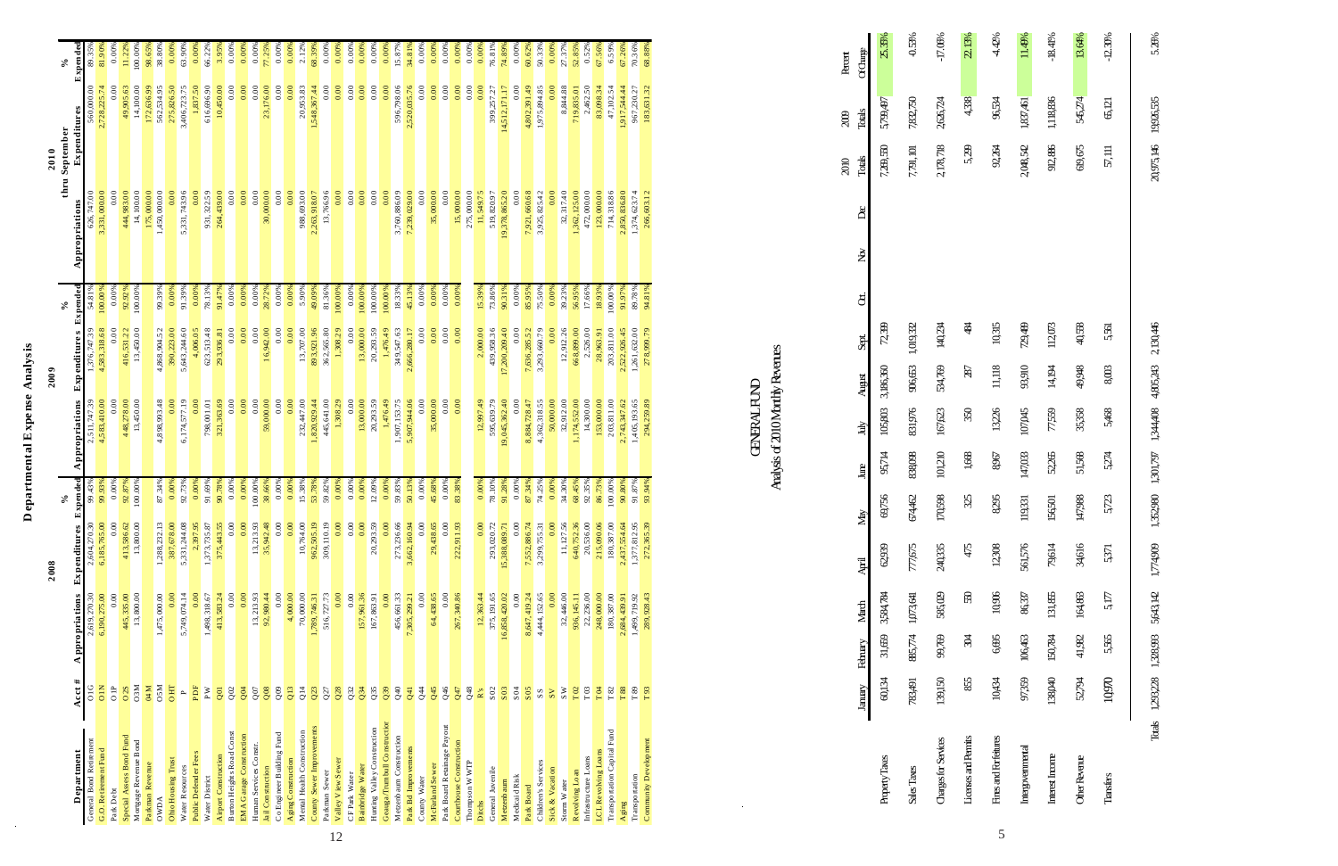# Departmental Expense Analysis

| Department | Acct # | 2008 Appropriations | 2008 Expenditures | 2008 % Expended | 2009 Appropriations | 2009 Expenditures | 2009 % Expended | 2010 Appropriations | 2010 thru September Expenditures | 2010 % Expended |
|---|---|---|---|---|---|---|---|---|---|---|
| General Bond Retirement | O1G | 2,619,270.30 | 2,604,270.30 | 99.43% | 2,511,747.39 | 1,376,747.39 | 54.81% | 626,747.00 | 560,000.00 | 89.35% |
| G.O. Retirement Fund | O1N | 6,190,275.00 | 6,185,765.00 | 99.93% | 4,583,410.00 | 4,583,318.68 | 100.00% | 3,331,000.00 | 2,728,225.74 | 81.90% |
| Park Debt | O1P | 0.00 | 0.00 | 0.00% | 0.00 | 0.00 | 0.00% | 0.00 | 0.00 | 0.00% |
| Special Assess Bond Fund | O2S | 445,335.00 | 413,386.62 | 92.87% | 448,278.00 | 416,331.22 | 92.92% | 444,983.00 | 49,905.63 | 11.22% |
| Mortgage Revenue Bond | O3M | 13,800.00 | 13,800.00 | 100.00% | 13,450.00 | 13,450.00 | 100.00% | 14,100.00 | 14,100.00 | 100.00% |
| Parkman Revenue | 04M | | | | | | | 175,000.00 | 172,636.99 | 98.65% |
| OWDA | O5M | 1,475,000.00 | 1,288,232.13 | 87.34% | 4,898,993.48 | 4,868,304.52 | 99.39% | 1,450,000.00 | 562,534.95 | 38.80% |
| Ohio Housing Trust | OHT | 0.00 | 387,678.00 | 0.00% | 0.00 | 390,223.00 | 0.00% | 0.00 | 275,826.50 | 0.00% |
| Water Resources | P | 5,749,074.14 | 5,331,244.08 | 92.73% | 6,174,577.19 | 5,643,244.60 | 91.39% | 5,331,743.96 | 3,406,723.75 | 63.90% |
| Public Defender Fees | PDF | 0.00 | 2,397.95 | 0.00% | 0.00 | 4,006.05 | 0.00% | 0.00 | 1,837.50 | 0.00% |
| Water District | PW | 1,498,318.67 | 1,373,735.87 | 91.69% | 798,001.01 | 623,513.48 | 78.13% | 931,322.59 | 616,696.90 | 66.22% |
| Airport Construction | Q01 | 413,583.24 | 375,443.55 | 90.78% | 321,363.69 | 293,836.81 | 91.47% | 264,439.00 | 10,450.00 | 3.95% |
| Burton Heights Road Const | Q02 | 0.00 | 0.00 | 0.00% | 0.00 | 0.00 | 0.00% | 0.00 | 0.00 | 0.00% |
| EMA Garage Construction | Q04 | 0.00 | 0.00 | 0.00% | 0.00 | 0.00 | 0.00% | 0.00 | 0.00 | 0.00% |
| Human Services Constr. | Q07 | 13,213.93 | 13,213.93 | 100.00% | 0.00 | 0.00 | 0.00% | 0.00 | 0.00 | 0.00% |
| Jail Construction | Q08 | 92,980.44 | 35,942.48 | 38.66% | 59,000.00 | 16,942.00 | 28.72% | 30,000.00 | 23,176.00 | 77.25% |
| Co Engineer Building Fund | Q09 | 0.00 | 0.00 | 0.00% | 0.00 | 0.00 | 0.00% | 0.00 | 0.00 | 0.00% |
| Aging Construction | Q13 | 4,000.00 | 0.00 | 0.00% | 0.00 | 0.00 | 0.00% | 0.00 | 0.00 | 0.00% |
| Mental Health Construction | Q14 | 70,000.00 | 10,764.00 | 15.38% | 232,447.00 | 13,707.00 | 5.90% | 988,693.00 | 20,953.83 | 2.12% |
| County Sewer Improvements | Q23 | 1,789,746.31 | 962,505.19 | 53.78% | 1,820,929.44 | 893,921.96 | 49.09% | 2,263,918.07 | 1,548,367.44 | 68.39% |
| Parkman Sewer | Q27 | 516,727.73 | 309,110.19 | 59.82% | 445,641.00 | 362,565.80 | 81.36% | 13,766.96 | 0.00 | 0.00% |
| Valley View Sewer | Q28 | 0.00 | 0.00 | 0.00% | 1,308.29 | 1,308.29 | 100.00% | 0.00 | 0.00 | 0.00% |
| CF Park Water | Q32 | 0.00 | 0.00 | 0.00% | 0.00 | 0.00 | 0.00% | 0.00 | 0.00 | 0.00% |
| Bainbridge Water | Q34 | 157,961.56 | 0.00 | 0.00% | 13,000.00 | 13,000.00 | 100.00% | 0.00 | 0.00 | 0.00% |
| Hunting Valley Construction | Q35 | 167,863.91 | 20,293.59 | 12.09% | 20,293.59 | 20,293.59 | 100.00% | 0.00 | 0.00 | 0.00% |
| Geauga/Trumbull Construction | Q39 | 0.00 | 0.00 | 0.00% | 1,476.49 | 1,476.49 | 100.00% | 0.00 | 0.00 | 0.00% |
| Mezzenbaum Construction | Q40 | 456,661.33 | 273,236.66 | 59.83% | 1,907,153.75 | 349,547.63 | 18.33% | 3,760,886.09 | 596,798.06 | 15.87% |
| Park Bd Improvements | Q41 | 7,305,299.21 | 3,662,160.94 | 50.13% | 5,907,944.06 | 2,666,280.17 | 45.13% | 7,239,029.00 | 2,520,035.76 | 34.81% |
| County Water | Q44 | 0.00 | 0.00 | 0.00% | 0.00 | 0.00 | 0.00% | 0.00 | 0.00 | 0.00% |
| McFarland Sewer | Q45 | 64,438.65 | 29,438.65 | 45.68% | 35,000.00 | 0.00 | 0.00% | 35,000.00 | 0.00 | 0.00% |
| Park Board Resainage Payout | Q46 | 0.00 | 0.00 | 0.00% | 0.00 | 0.00 | 0.00% | 0.00 | 0.00 | 0.00% |
| Courthouse Construction | Q47 | 267,340.86 | 222,911.93 | 83.38% | 0.00 | 0.00 | 0.00% | 15,000.00 | 0.00 | 0.00% |
| Thompson W WTP | Q48 | | | | | | | 275,000.00 | 0.00 | 0.00% |
| Ditchs | R's | 12,363.44 | 0.00 | 0.00% | 12,997.49 | 2,000.00 | 15.39% | 11,549.75 | 0.00 | 0.00% |
| General Juvenile | S02 | 375,191.65 | 293,020.72 | 78.10% | 595,639.79 | 439,958.36 | 73.86% | 519,820.97 | 399,257.27 | 76.81% |
| Mezzenbaum | S03 | 16,858,420.02 | 15,388,089.71 | 91.28% | 19,045,362.40 | 17,200,209.40 | 90.31% | 19,378,865.20 | 14,512,171.17 | 74.89% |
| Medicaid Risk | S04 | 0.00 | 0.00 | 0.00% | 0.00 | 0.00 | 0.00% | 0.00 | 0.00 | 0.00% |
| Park Board | S05 | 8,647,419.24 | 7,552,886.74 | 87.34% | 8,884,728.47 | 7,636,285.52 | 85.95% | 7,921,660.68 | 4,802,391.49 | 60.62% |
| Children's Services | SS | 4,444,152.65 | 3,299,755.31 | 74.25% | 4,362,318.55 | 3,293,660.79 | 75.50% | 3,925,825.42 | 1,975,894.85 | 50.33% |
| Sick & Vacation | SV | 0.00 | 0.00 | 0.00% | 50,000.00 | 0.00 | 0.00% | 0.00 | 0.00 | 0.00% |
| Storm Water | SW | 32,446.00 | 11,127.56 | 34.30% | 32,912.00 | 12,912.26 | 39.23% | 32,317.40 | 8,844.88 | 27.37% |
| Revolving Loan | T02 | 936,145.11 | 640,752.36 | 68.45% | 1,174,552.00 | 668,899.00 | 56.95% | 1,362,125.00 | 719,835.01 | 52.85% |
| Infrastructure Loans | T03 | 22,236.00 | 20,536.00 | 92.35% | 14,300.00 | 2,526.00 | 17.66% | 472,000.00 | 2,462.50 | 0.52% |
| LCL Revolving Loans | T04 | 248,000.00 | 215,090.06 | 86.73% | 153,000.00 | 28,963.91 | 18.93% | 123,000.00 | 83,098.34 | 67.56% |
| Transportation Capital Fund | T82 | 180,387.00 | 180,387.00 | 100.00% | 203,811.00 | 203,811.00 | 100.00% | 714,318.86 | 47,102.54 | 6.59% |
| Aging | T88 | 2,684,439.91 | 2,437,554.64 | 90.80% | 2,743,347.62 | 2,522,926.45 | 91.97% | 2,850,836.80 | 1,917,544.44 | 67.26% |
| Transportation | T89 | 1,499,719.92 | 1,377,812.95 | 91.87% | 1,405,193.65 | 1,261,632.00 | 89.78% | 1,374,623.74 | 967,230.27 | 70.36% |
| Community Development | T93 | 289,928.43 | 272,365.39 | 93.94% | 294,239.89 | 278,999.79 | 94.81% | 266,693.12 | 183,631.32 | 68.88% |

# GENERAL FUND

## Analysis of 2010 Monthly Revenues

| | January | February | March | April | May | June | July | August | Sept. | Oct. | Nov | Dec | 2010 Totals | 2009 Totals | Percent Of Change |
|---|---|---|---|---|---|---|---|---|---|---|---|---|---|---|---|
| Property Taxes | 60,134 | 31,659 | 3,584,784 | 62,939 | 69,756 | 95,714 | 105,803 | 3,186,360 | 72,199 | | | | 7,269,350 | 5,799,497 | 25.35% |
| Sales Taxes | 783,491 | 865,774 | 1,073,641 | 777,675 | 674,462 | 838,098 | 831,976 | 906,653 | 1,019,332 | | | | 7,791,101 | 7,832,750 | -0.53% |
| Charges for Services | 139,150 | 99,769 | 565,029 | 240,335 | 170,598 | 101,210 | 167,623 | 534,769 | 140,234 | | | | 2,178,718 | 2,626,724 | -17.06% |
| Licenses and Permits | 855 | 304 | 530 | 475 | 325 | 1,688 | 350 | 287 | 484 | | | | 5,299 | 4,338 | 22.13% |
| Fines and Forfeitures | 10,434 | 6,695 | 10,906 | 12,308 | 8,295 | 8,967 | 13,226 | 11,118 | 10,315 | | | | 92,264 | 96,534 | -4.42% |
| Intergovernmental | 97,359 | 106,463 | 86,337 | 561,576 | 113,331 | 147,033 | 107,045 | 93,910 | 729,489 | | | | 2,048,542 | 1,837,451 | 11.49% |
| Interest Income | 138,040 | 150,784 | 131,855 | 79,614 | 156,501 | 52,265 | 77,559 | 14,194 | 112,073 | | | | 912,886 | 1,118,836 | -18.41% |
| Other Revenue | 52,794 | 41,982 | 164,863 | 34,616 | 147,988 | 51,568 | 35,358 | 49,948 | 40,558 | | | | 619,675 | 545,274 | 13.64% |
| Transfers | 10,970 | 5,565 | 5,177 | 5,371 | 5,723 | 5,274 | 5,468 | 8,003 | 5,561 | | | | 57,111 | 65,121 | -12.30% |
| Totals | 1,293,228 | 1,308,993 | 5,643,142 | 1,774,909 | 1,352,980 | 1,301,757 | 1,344,408 | 4,805,243 | 2,130,446 | | | | 20,975,146 | 19,926,535 | 5.26% |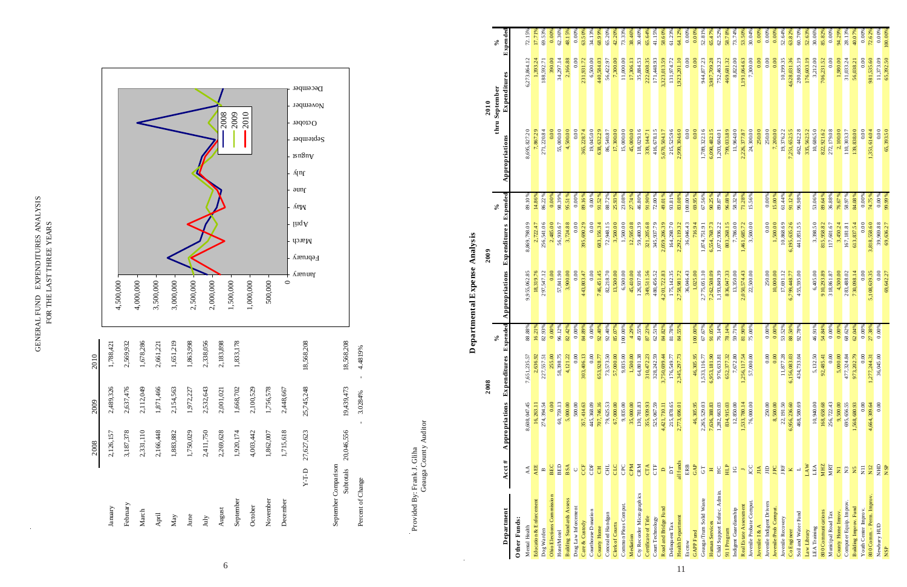# GENERAL FUND EXPENDITURES ANALYSIS
## FOR THE LAST THREE YEARS

| | 2008 | 2009 | 2010 |
|---|---|---|---|
| January | 2,126,157 | 2,489,326 | 1,788,421 |
| February | 3,187,378 | 2,637,476 | 2,569,932 |
| March | 2,331,110 | 2,112,049 | 1,678,286 |
| April | 2,166,448 | 1,871,466 | 2,661,221 |
| May | 1,883,882 | 2,154,563 | 1,651,219 |
| June | 1,750,029 | 1,972,227 | 1,863,998 |
| July | 2,411,750 | 2,532,643 | 2,338,056 |
| August | 2,269,628 | 2,001,021 | 2,183,898 |
| September | 1,920,174 | 1,668,702 | 1,833,178 |
| October | 4,003,442 | 2,100,529 | |
| November | 1,862,007 | 1,756,578 | |
| December | 1,715,618 | 2,448,667 | |
| Y-T-D | 27,627,623 | 25,745,248 | 18,568,208 |
| September Comparison Subtotals | 20,046,556 | 19,439,473 | 18,568,208 |
| Percent of Change | | - 3.0284% | - 4.4819% |

Provided By: Frank J. Gliha
Geauga County Auditor

# Departmental Expense Analysis

| Department | Acct # | 2008 Appropriations | 2008 Expenditures | 2008 % Expended | 2009 Appropriations | 2009 Expenditures | 2009 % Expended | 2010 Appropriations | 2010 thru September Expenditures | 2010 % Expended |
|---|---|---|---|---|---|---|---|---|---|---|
| **Other Funds:** | | | | | | | | | | |
| Mental Health | AA | 8,608,047.45 | 7,651,235.57 | 88.88% | 9,955,062.85 | 8,869,798.09 | 89.10% | 8,695,827.20 | 6,273,864.12 | 72.15% |
| Education & Enforcement | AEE | 16,263.11 | 2,636.92 | 16.21% | 18,319.76 | 2,722.47 | 14.86% | 7,867.29 | 1,393.24 | 17.71% |
| Dog Warden | B | 274,394.54 | 227,557.51 | 82.93% | 297,547.12 | 256,541.06 | 86.22% | 271,220.84 | 188,592.71 | 69.53% |
| Ohio Elections Commission | BEC | 0.00 | 255.00 | 0.00% | 0.00 | 2,485.00 | 0.00% | 0.00 | 390.00 | 0.00% |
| Hotel/Motel | BED | 60,759.13 | 58,398.75 | 96.12% | 57,841.90 | 56,930.67 | 98.39% | 55,000.00 | 34,297.14 | 62.36% |
| Building Standards Assess | BSA | 5,000.00 | 4,121.22 | 82.42% | 3,900.00 | 3,724.88 | 95.51% | 4,500.00 | 2,166.88 | 48.15% |
| Drug Law Enforcement | C | 0.00 | 0.00 | 0.00% | 0.00 | 0.00 | 0.00% | 0.00 | 0.00 | 0.00% |
| Care & Custody | CCF | 357,414.63 | 303,406.13 | 84.89% | 443,803.47 | 395,690.29 | 89.16% | 365,228.74 | 231,931.72 | 63.50% |
| Courthouse Donation | CDF | 445,368.09 | 0.00 | 0.00% | 0.00 | 0.00 | 0.00% | 19,045.00 | 6,500.00 | 34.13% |
| County Home | CH | 707,746.16 | 653,928.77 | 92.40% | 746,451.45 | 683,156.34 | 91.52% | 638,632.29 | 440,584.03 | 68.99% |
| Concealed Handgun | CHL | 79,625.53 | 73,573.50 | 92.40% | 82,218.70 | 72,948.15 | 88.72% | 86,540.87 | 56,422.97 | 65.20% |
| Clerk of Courts | CLC | 67,000.00 | 57,000.00 | 85.07% | 13,500.00 | 3,500.00 | 25.93% | 17,300.00 | 7,300.00 | 42.20% |
| Common Pleas Comput. | CPC | 9,835.00 | 9,835.00 | 100.00% | 6,500.00 | 1,500.00 | 23.08% | 15,000.00 | 11,000.00 | 73.33% |
| Mediation | CPM | 35,000.00 | 1,500.00 | 4.29% | 45,410.00 | 12,595.08 | 27.74% | 45,000.00 | 17,306.13 | 38.46% |
| Cty Recorder Micrographics | CRM | 130,781.83 | 64,801.38 | 49.55% | 126,937.06 | 59,400.39 | 46.80% | 118,029.16 | 35,884.53 | 30.40% |
| Certificate of Title | CTA | 355,939.93 | 310,472.23 | 87.23% | 349,511.56 | 321,205.68 | 91.90% | 339,144.71 | 222,608.35 | 65.64% |
| Court Technology | CTF | 525,067.59 | 328,242.59 | 62.51% | 480,456.52 | 345,937.79 | 72.00% | 416,678.15 | 171,448.93 | 41.15% |
| Road and Bridge Fund | D | 4,421,770.11 | 3,750,699.44 | 84.82% | 4,201,722.83 | 2,059,206.39 | 49.01% | 5,670,504.17 | 3,323,013.59 | 58.60% |
| Delinquent Tax | DT | 215,678.65 | 176,549.77 | 81.78% | 175,142.35 | 164,298.70 | 93.81% | 215,525.96 | 131,974.72 | 61.23% |
| Health Department | all funds | 2,773,696.01 | 2,345,297.73 | 84.55% | 2,758,981.72 | 2,292,119.32 | 83.08% | 2,999,304.60 | 1,923,201.10 | 64.12% |
| Escrow | ERB | | | | 36,046.43 | 36,046.43 | 100.00% | 0.00 | 0.00 | 0.00% |
| GAPP Fund | GAP | 46,305.95 | 46,305.95 | 100.00% | 1,025.00 | 716.94 | 69.95% | 0.00 | 0.00 | 0.00% |
| Geauga/Trum Solid Waste | GT | 2,265,529.03 | 1,533,116.77 | 67.67% | 2,775,051.10 | 1,874,751.91 | 67.56% | 1,789,322.16 | 944,877.23 | 52.81% |
| Human Services | H | 7,636,388.83 | 6,953,181.90 | 91.05% | 7,262,500.09 | 6,554,798.73 | 90.25% | 6,090,482.15 | 3,987,709.28 | 65.47% |
| Child Support Enforc. Admin. | HC | 1,282,663.63 | 976,633.81 | 76.14% | 1,193,849.39 | 1,072,936.22 | 89.87% | 1,203,604.01 | 752,463.23 | 62.52% |
| 911 Program | HLP | 834,915.03 | 652,377.32 | 78.14% | 836,047.33 | 803,268.15 | 96.08% | 799,033.89 | 469,681.32 | 58.78% |
| Indigent Guardianship | IG | 12,850.00 | 7,672.80 | 59.71% | 13,350.00 | 7,786.00 | 58.32% | 11,964.00 | 8,822.00 | 73.74% |
| Real Estate Assessment | J | 1,533,780.14 | 1,256,117.54 | 81.90% | 2,050,574.43 | 1,461,685.72 | 71.28% | 2,226,377.87 | 1,191,064.63 | 53.50% |
| Juvenile Probate Comput. | JCC | 76,000.00 | 57,000.00 | 75.00% | 22,500.00 | 3,500.00 | 15.56% | 24,300.00 | 7,300.00 | 30.04% |
| Juvenile I & A | JIA | | | | | | | 250.00 | 0.00 | 0.00% |
| Juvenile Indigent Drivers | JID | 250.00 | 0.00 | 0.00% | 250.00 | 0.00 | 0.00% | 250.00 | 0.00 | 0.00% |
| Juvenile/Prob Comput. | JPC | 8,500.00 | 0.00 | 0.00% | 10,000.00 | 1,500.00 | 15.00% | 7,200.00 | 0.00 | 0.00% |
| Juvenile Recovery | JRF | 22,191.50 | 11,877.28 | 53.52% | 17,691.12 | 10,868.69 | 61.44% | 19,376.22 | 10,199.35 | 52.64% |
| Co Engineer | K | 6,956,226.60 | 6,156,083.03 | 88.50% | 6,799,448.77 | 6,195,635.26 | 91.12% | 7,251,652.55 | 4,628,031.36 | 63.82% |
| Soil and Water Fund | L | 468,580.69 | 434,733.04 | 92.78% | 455,595.00 | 441,851.55 | 96.98% | 462,442.28 | 280,685.19 | 60.70% |
| Law Library | LAW | | | | | | | 335,562.52 | 176,603.19 | 52.63% |
| LEA Training | LEA | 10,940.00 | 5,132.50 | 46.91% | 6,405.00 | 3,398.50 | 53.06% | 10,686.50 | 3,212.00 | 30.06% |
| 800 Communications | MHZ | 168,658.68 | 92,485.41 | 54.84% | 910,293.89 | 815,958.82 | 89.64% | 822,921.62 | 706,231.52 | 85.82% |
| Municipal Road Tax | MRT | 256,722.43 | 0.00 | 0.00% | 318,861.87 | 117,601.67 | 36.88% | 272,179.08 | 0.00 | 0.00% |
| County Home Imrov. | N1 | 9,900.00 | 5,000.00 | 0.00% | 4,500.00 | 3,450.24 | 76.67% | 2,100.00 | 1,980.00 | 94.29% |
| Computer Equip. Improv. | N3 | 695,656.59 | 477,324.84 | 68.62% | 283,488.02 | 167,181.81 | 58.97% | 110,303.57 | 31,033.24 | 28.13% |
| Building Improv. Fund | N5 | 1,568,680.93 | 973,202.79 | 62.04% | 730,098.14 | 613,687.54 | 84.06% | 139,838.00 | 56,038.21 | 40.07% |
| Youth Center Improv. | N11 | 0.00 | 0.00 | 0.00% | 0.00 | 0.00 | 0.00% | 0.00 | 0.00 | 0.00% |
| 800 Comm. - Perm. Improv. | N12 | 4,664,309.64 | 1,277,244.31 | 27.38% | 5,108,639.35 | 3,818,558.60 | 74.75% | 1,351,614.04 | 981,535.60 | 72.62% |
| Newbury HUD | NHD | 0.00 | 36,045.00 | 0.00% | 0.00 | 39,969.88 | 0.00% | 0.00 | 11,373.09 | 0.00% |
| NSP | NSP | | | | 69,642.27 | 69,636.27 | 99.99% | 65,393.50 | 65,392.50 | 100.00% |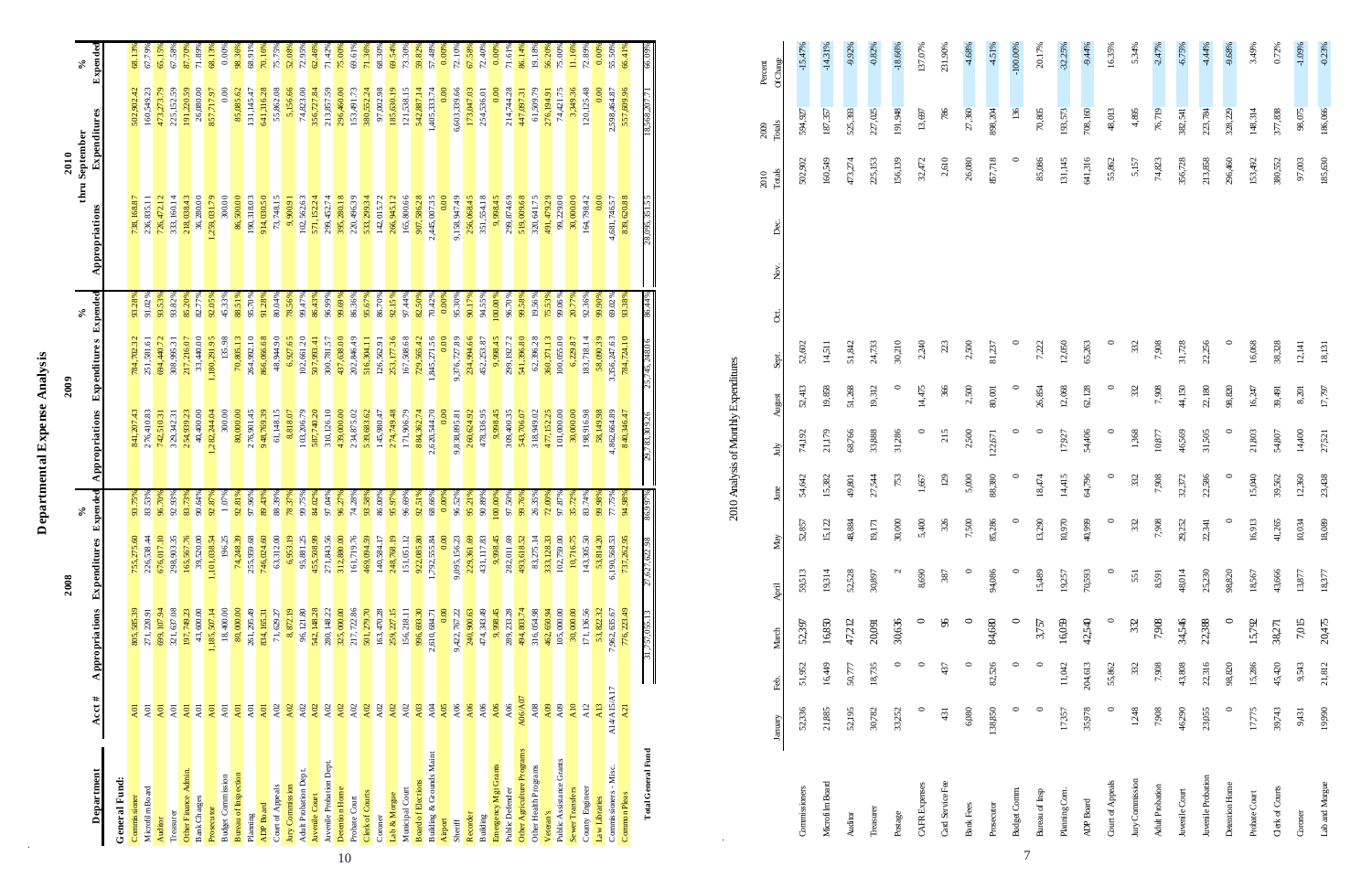# Departmental Expense Analysis

| Department | Acct # | 2008 Appropriations | 2008 Expenditures | 2008 % Expended | 2009 Appropriations | 2009 Expenditures | 2009 % Expended | 2010 thru September Appropriations | 2010 thru September Expenditures | 2010 thru September % Expended |
|---|---|---|---|---|---|---|---|---|---|---|
| **General Fund:** | | | | | | | | | | |
| Commissioner | A01 | 805,385.39 | 755,275.60 | 93.75% | 841,207.43 | 784,702.32 | 93.28% | 738,168.87 | 502,902.42 | 68.13% |
| Microfilm Board | A01 | 271,220.91 | 226,538.44 | 83.53% | 276,410.83 | 251,581.61 | 91.02% | 236,835.11 | 160,549.23 | 67.79% |
| Auditor | A01 | 699,107.94 | 676,017.10 | 96.70% | 742,510.31 | 694,440.72 | 93.53% | 726,472.12 | 473,273.79 | 65.15% |
| Treasurer | A01 | 321,637.08 | 298,903.35 | 92.93% | 329,342.31 | 308,995.31 | 93.82% | 333,160.14 | 225,152.59 | 67.58% |
| Other Finance Admin. | A01 | 197,749.23 | 165,567.76 | 83.73% | 254,939.23 | 217,216.07 | 85.20% | 218,038.43 | 191,220.59 | 87.70% |
| Bank Charges | A01 | 43,600.00 | 39,520.00 | 90.64% | 40,400.00 | 33,440.00 | 82.77% | 36,280.00 | 26,080.00 | 71.89% |
| Prosecutor | A01 | 1,185,507.14 | 1,101,038.54 | 92.87% | 1,282,244.04 | 1,180,291.95 | 92.05% | 1,259,031.79 | 857,717.97 | 68.13% |
| Budget Commission | A01 | 18,400.00 | 196.25 | 1.07% | 300.00 | 135.98 | 45.33% | 300.00 | 0.00 | 0.00% |
| Bureau of Inspection | A01 | 80,000.00 | 74,248.39 | 92.81% | 80,000.00 | 70,805.13 | 88.51% | 86,500.00 | 85,085.62 | 98.36% |
| Planning | A01 | 261,295.49 | 255,959.68 | 97.96% | 276,901.45 | 264,992.10 | 95.70% | 190,318.03 | 131,145.47 | 68.91% |
| ADP Board | A01 | 834,165.31 | 746,024.60 | 89.43% | 948,769.39 | 866,066.68 | 91.28% | 914,030.50 | 641,316.28 | 70.16% |
| Court of Appeals | A02 | 71,629.27 | 63,312.00 | 88.39% | 61,148.15 | 48,944.90 | 80.04% | 73,748.15 | 55,862.08 | 75.75% |
| Jury Commission | A02 | 8,872.19 | 6,953.19 | 78.37% | 8,818.07 | 6,927.65 | 78.56% | 9,900.91 | 5,156.66 | 52.08% |
| Adult Probation Dept. | A02 | 96,121.80 | 95,881.25 | 99.75% | 103,206.79 | 102,661.20 | 99.47% | 102,562.63 | 74,823.00 | 72.95% |
| Juvenile Court | A02 | 542,148.28 | 455,508.99 | 84.02% | 587,740.20 | 507,993.41 | 86.43% | 571,152.24 | 356,727.84 | 62.46% |
| Juvenile Probation Dept. | A02 | 280,148.22 | 271,843.56 | 97.04% | 310,126.10 | 300,781.57 | 96.99% | 299,452.74 | 213,857.59 | 71.42% |
| Detention Home | A02 | 325,000.00 | 312,880.00 | 96.27% | 439,000.00 | 437,638.00 | 99.69% | 395,280.18 | 296,460.00 | 75.00% |
| Probate Court | A02 | 217,722.86 | 161,719.76 | 74.28% | 234,875.02 | 202,846.49 | 86.36% | 220,496.39 | 153,491.73 | 69.61% |
| Clerk of Courts | A02 | 501,779.70 | 469,094.59 | 93.50% | 539,683.62 | 516,304.11 | 95.67% | 533,299.34 | 380,552.24 | 71.36% |
| Coroner | A02 | 163,470.28 | 140,584.17 | 86.00% | 145,980.47 | 126,562.91 | 86.70% | 142,015.72 | 97,002.98 | 68.30% |
| Lab & Morgue | A02 | 259,227.15 | 248,768.19 | 95.97% | 274,749.48 | 253,177.36 | 92.15% | 266,945.12 | 185,630.19 | 69.54% |
| Municipal Court | A02 | 156,218.11 | 151,051.12 | 96.69% | 171,906.79 | 167,508.68 | 97.44% | 165,800.66 | 121,538.15 | 73.30% |
| Board of Elections | A03 | 996,693.30 | 922,085.80 | 92.51% | 884,362.74 | 729,565.42 | 82.50% | 907,586.28 | 542,887.14 | 59.82% |
| Building & Grounds Maint | A04 | 2,610,684.71 | 1,792,555.84 | 68.66% | 2,620,544.70 | 1,845,271.56 | 70.42% | 2,445,007.35 | 1,405,333.74 | 57.48% |
| Airport | A05 | 0.00 | 0.00 | 0.00% | 0.00 | 0.00 | 0.00% | 0.00 | 0.00 | 0.00% |
| Sheriff | A06 | 9,422,767.22 | 9,095,156.23 | 96.52% | 9,838,895.81 | 9,376,727.89 | 95.30% | 9,158,947.49 | 6,603,339.66 | 72.10% |
| Recorder | A06 | 240,900.63 | 229,361.69 | 95.21% | 260,624.92 | 234,994.66 | 90.17% | 256,068.45 | 173,047.03 | 67.58% |
| Building | A06 | 474,343.49 | 431,117.83 | 90.89% | 478,336.95 | 452,253.87 | 94.55% | 351,554.18 | 254,536.01 | 72.40% |
| Emergency Mgt Grants | A06 | 9,998.45 | 9,998.45 | 100.00% | 9,998.45 | 9,998.45 | 100.00% | 9,998.45 | 0.00 | 0.00% |
| Public Defender | A06 | 289,233.28 | 282,011.69 | 97.50% | 309,400.35 | 299,192.72 | 96.70% | 299,874.69 | 214,744.28 | 71.61% |
| Other Agriculture Programs | A06/A07 | 494,803.74 | 493,618.52 | 99.76% | 543,706.07 | 541,396.80 | 99.58% | 519,009.68 | 447,097.31 | 86.14% |
| Other Health Programs | A08 | 316,054.98 | 83,275.14 | 26.35% | 318,949.02 | 62,396.28 | 19.56% | 320,641.75 | 61,509.79 | 19.18% |
| Veteran's | A09 | 462,650.94 | 333,128.33 | 72.00% | 477,152.25 | 360,371.13 | 75.53% | 491,479.29 | 276,194.91 | 56.20% |
| Public Assistance Grants | A09 | 105,000.00 | 102,759.00 | 97.87% | 101,000.00 | 100,055.00 | 99.06% | 99,229.00 | 74,421.75 | 75.00% |
| Sewer Transfers | A09 | 30,000.00 | 10,716.75 | 35.72% | 30,000.00 | 6,229.87 | 20.77% | 30,000.00 | 3,349.36 | 11.16% |
| County Engineer | A12 | 171,136.56 | 143,305.50 | 83.74% | 198,916.98 | 183,718.14 | 92.36% | 164,798.42 | 120,125.48 | 72.89% |
| Law Libraries | A13 | 53,822.32 | 53,814.20 | 99.98% | 58,149.98 | 58,090.39 | 99.90% | 0.00 | 0.00 | 0.00% |
| Commissioners - Misc. | A14/A15/A17 | 7,962,635.67 | 6,190,568.53 | 77.75% | 4,862,664.89 | 3,356,247.63 | 69.02% | 4,681,746.57 | 2,598,464.87 | 55.50% |
| Common Pleas | A21 | 776,223.49 | 737,262.95 | 94.98% | 840,346.47 | 784,724.10 | 93.38% | 839,620.88 | 557,609.96 | 66.41% |
| **Total General Fund** | | 31,759,055.13 | 27,627,622.98 | 86.99% | 29,783,393.26 | 25,745,248.06 | 86.44% | 28,095,351.55 | 18,568,207.71 | 66.09% |

# 2010 Analysis of Monthly Expenditures

| | January | Feb. | March | April | May | June | July | August | Sept. | Oct. | Nov. | Dec. | 2010 Totals | 2009 Totals | Percent Of Change |
|---|---|---|---|---|---|---|---|---|---|---|---|---|---|---|---|
| Commissioners | 52,336 | 51,952 | 52,397 | 59,513 | 52,857 | 54,642 | 74,192 | 52,413 | 52,602 | | | | 502,902 | 594,927 | -15.47% |
| Microfilm Board | 21,885 | 16,449 | 16,850 | 19,314 | 15,122 | 15,382 | 21,179 | 19,858 | 14,511 | | | | 160,549 | 187,357 | -14.31% |
| Auditor | 52,195 | 50,777 | 47,212 | 52,528 | 48,884 | 49,801 | 68,766 | 51,268 | 51,842 | | | | 473,274 | 525,393 | -9.92% |
| Treasurer | 30,782 | 18,735 | 20,091 | 30,897 | 19,171 | 27,544 | 33,888 | 19,312 | 24,733 | | | | 225,153 | 227,025 | -0.82% |
| Postage | 33,252 | 0 | 30,636 | 2 | 30,000 | 753 | 31,286 | 0 | 30,210 | | | | 156,139 | 191,948 | -18.66% |
| CAFR Expenses | 0 | 0 | 0 | 8,690 | 5,400 | 1,667 | 0 | 14,475 | 2,240 | | | | 32,472 | 13,697 | 137.07% |
| Card Service Fee | 431 | 437 | 96 | 387 | 326 | 129 | 215 | 366 | 223 | | | | 2,610 | 786 | 231.90% |
| Bank Fees | 6,080 | 0 | 0 | 0 | 7,500 | 5,000 | 2,500 | 2,500 | 2,500 | | | | 26,080 | 27,360 | -4.68% |
| Prosecutor | 138,850 | 82,526 | 84,680 | 94,086 | 85,286 | 88,380 | 122,671 | 80,001 | 81,237 | | | | 857,718 | 898,204 | -4.51% |
| Budget Comm | 0 | 0 | 0 | 0 | 0 | 0 | 0 | 0 | 0 | | | | 0 | 136 | -100.00% |
| Bureau of Insp | 0 | 0 | 3,757 | 15,489 | 13,290 | 18,474 | 0 | 26,854 | 7,222 | | | | 85,086 | 70,805 | 20.17% |
| Planning Com. | 17,357 | 11,042 | 16,059 | 19,257 | 10,970 | 14,415 | 17,927 | 12,068 | 12,050 | | | | 131,145 | 193,573 | -32.25% |
| ADP Board | 35,978 | 204,613 | 42,540 | 70,593 | 40,999 | 64,796 | 54,406 | 62,128 | 65,263 | | | | 641,316 | 708,160 | -9.44% |
| Court of Appeals | 0 | 55,862 | 0 | 0 | 0 | 0 | 0 | 0 | 0 | | | | 55,862 | 48,013 | 16.35% |
| Jury Commission | 1,248 | 332 | 332 | 551 | 332 | 332 | 1,368 | 332 | 332 | | | | 5,157 | 4,895 | 5.34% |
| Adult Probation | 7,908 | 7,908 | 7,908 | 8,591 | 7,908 | 7,908 | 10,877 | 7,908 | 7,908 | | | | 74,823 | 76,719 | -2.47% |
| Juvenile Court | 46,290 | 43,808 | 34,546 | 48,014 | 29,252 | 32,372 | 46,569 | 44,150 | 31,728 | | | | 356,728 | 382,541 | -6.75% |
| Juvenile Probation | 23,055 | 22,316 | 22,388 | 25,230 | 22,341 | 22,386 | 31,505 | 22,180 | 22,256 | | | | 213,658 | 223,784 | -4.44% |
| Detention Home | 0 | 98,820 | 0 | 0 | 0 | 0 | 0 | 98,820 | 0 | | | | 296,460 | 328,229 | -9.68% |
| Probate Court | 17,775 | 15,286 | 15,792 | 18,567 | 16,913 | 15,040 | 21,803 | 16,247 | 16,068 | | | | 153,492 | 148,314 | 3.49% |
| Clerk of Courts | 39,743 | 45,420 | 38,271 | 43,666 | 41,265 | 39,562 | 54,807 | 39,481 | 38,328 | | | | 380,552 | 377,838 | 0.72% |
| Coroner | 9,431 | 9,543 | 7,015 | 13,877 | 10,034 | 12,360 | 14,400 | 8,201 | 12,141 | | | | 97,003 | 98,075 | -1.09% |
| Lab and Morgue | 19,990 | 21,812 | 20,475 | 18,377 | 18,089 | 23,438 | 27,521 | 17,797 | 18,131 | | | | 185,630 | 186,066 | -0.23% |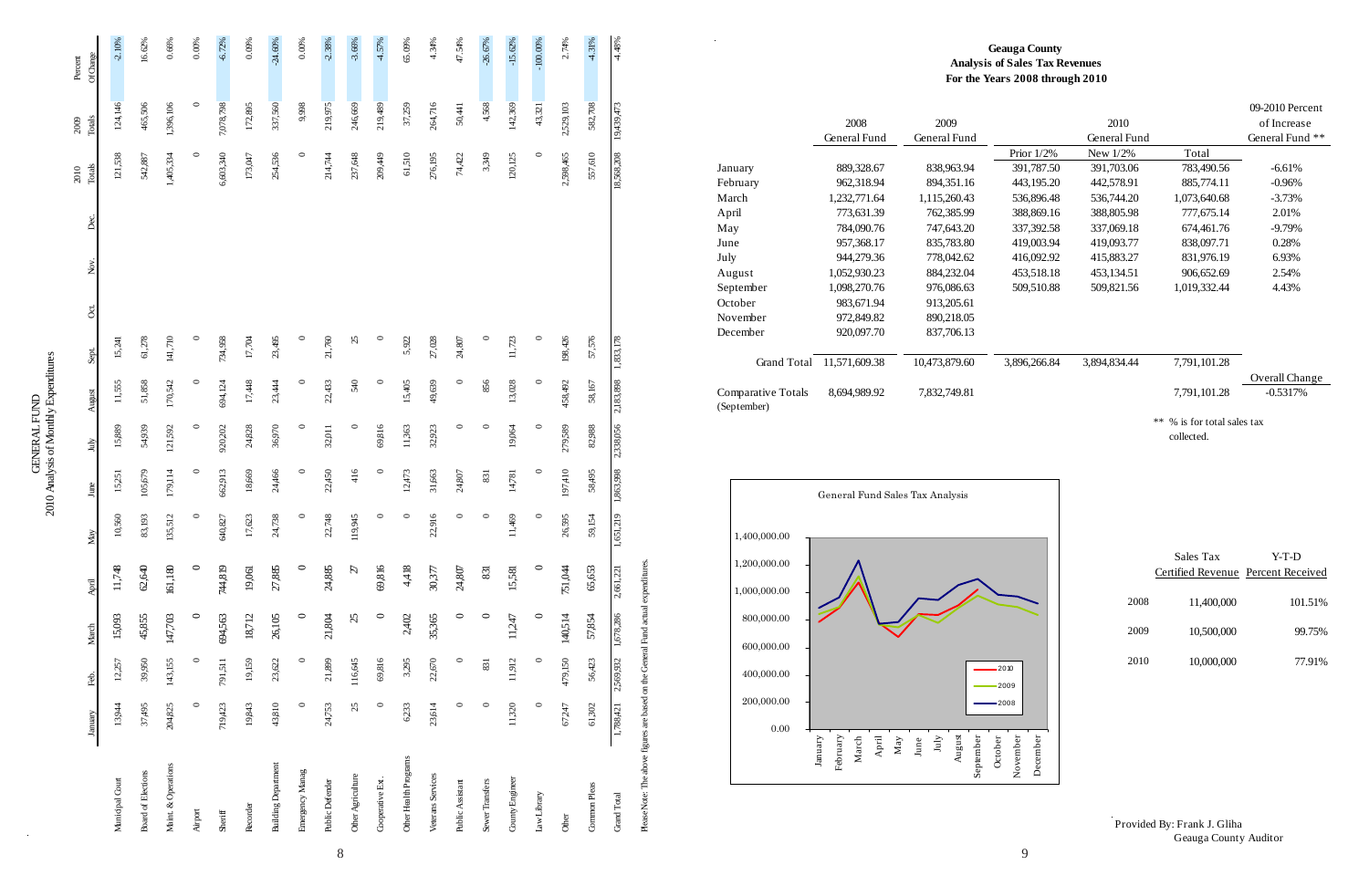# GENERAL FUND
## 2010 Analysis of Monthly Expenditures

| | January | Feb. | March | April | May | June | July | August | Sept. | Oct. | Nov. | Dec. | 2010 Totals | 2009 Totals | Percent Of Change |
|---|---|---|---|---|---|---|---|---|---|---|---|---|---|---|---|
| Municipal Court | 13,944 | 12,257 | 15,093 | 11,748 | 10,560 | 15,251 | 15,889 | 11,555 | 15,241 | | | | 121,538 | 124,146 | -2.10% |
| Board of Elections | 37,495 | 39,950 | 45,655 | 62,640 | 83,193 | 105,679 | 54,939 | 51,858 | 61,278 | | | | 542,687 | 465,506 | 16.62% |
| Maint. & Operations | 204,825 | 143,155 | 147,703 | 161,180 | 135,512 | 179,114 | 121,592 | 170,542 | 141,710 | | | | 1,405,334 | 1,396,106 | 0.66% |
| Airport | 0 | 0 | 0 | 0 | 0 | 0 | 0 | 0 | 0 | | | | 0 | 0 | 0.00% |
| Sheriff | 719,423 | 791,511 | 694,563 | 744,819 | 640,827 | 662,913 | 920,202 | 694,124 | 734,958 | | | | 6,603,340 | 7,078,798 | -6.72% |
| Recorder | 19,843 | 19,159 | 18,712 | 19,061 | 17,623 | 18,669 | 24,828 | 17,448 | 17,704 | | | | 173,047 | 172,895 | 0.09% |
| Building Department | 43,810 | 23,622 | 26,105 | 27,885 | 24,738 | 24,466 | 36,970 | 23,444 | 23,495 | | | | 254,536 | 337,560 | -24.60% |
| Emergency Manag. | 0 | 0 | 0 | 0 | 0 | 0 | 0 | 0 | 0 | | | | 0 | 9,998 | 0.00% |
| Public Defender | 24,753 | 21,899 | 21,804 | 24,885 | 22,748 | 22,450 | 32,011 | 22,433 | 21,760 | | | | 214,744 | 219,975 | -2.38% |
| Other Agriculture | 25 | 116,645 | 25 | 27 | 119,945 | 416 | 0 | 540 | 25 | | | | 237,648 | 246,669 | -3.66% |
| Cooperative Ext. | 0 | 69,816 | 0 | 69,816 | 0 | 0 | 69,816 | 0 | 0 | | | | 209,449 | 219,489 | -4.57% |
| Other Health Programs | 6,233 | 3,295 | 2,402 | 4,418 | 0 | 12,473 | 11,363 | 15,405 | 5,922 | | | | 61,510 | 37,259 | 65.09% |
| Veterans Services | 23,614 | 22,670 | 35,365 | 30,377 | 22,916 | 31,663 | 32,923 | 49,639 | 27,028 | | | | 276,195 | 264,716 | 4.34% |
| Public Assistant | 0 | 0 | 0 | 24,807 | 0 | 24,807 | 0 | 0 | 24,807 | | | | 74,422 | 50,441 | 47.54% |
| Sewer Transfers | 0 | 831 | 0 | 831 | 0 | 831 | 0 | 856 | 0 | | | | 3,349 | 4,568 | -26.67% |
| County Engineer | 11,320 | 11,912 | 11,247 | 15,581 | 11,469 | 14,781 | 19,064 | 13,028 | 11,723 | | | | 120,125 | 142,369 | -15.62% |
| Law Library | 0 | 0 | 0 | 0 | 0 | 0 | 0 | 0 | 0 | | | | 0 | 43,321 | -100.00% |
| Other | 67,247 | 479,150 | 140,514 | 751,044 | 26,595 | 197,410 | 279,589 | 458,492 | 198,426 | | | | 2,598,465 | 2,529,103 | 2.74% |
| Common Pleas | 61,302 | 56,423 | 57,854 | 65,653 | 59,154 | 58,495 | 82,988 | 58,167 | 57,576 | | | | 557,610 | 582,708 | -4.31% |
| Grand Total | 1,788,421 | 2,569,932 | 1,678,286 | 2,661,221 | 1,651,219 | 1,863,998 | 2,338,056 | 2,183,898 | 1,833,178 | | | | 18,568,208 | 19,439,473 | -4.48% |

Please Note: The above figures are based on the General Fund actual expenditures.

# Geauga County
## Analysis of Sales Tax Revenues
## For the Years 2008 through 2010

| | 2008 General Fund | 2009 General Fund | 2010 General Fund | | | 09-2010 Percent of Increase General Fund ** |
|---|---|---|---|---|---|---|
| | | | Prior 1/2% | New 1/2% | Total | |
| January | 889,328.67 | 838,963.94 | 391,787.50 | 391,703.06 | 783,490.56 | -6.61% |
| February | 962,318.94 | 894,351.16 | 443,195.20 | 442,578.91 | 885,774.11 | -0.96% |
| March | 1,232,771.64 | 1,115,260.43 | 536,896.48 | 536,744.20 | 1,073,640.68 | -3.73% |
| April | 773,631.39 | 762,385.99 | 388,869.16 | 388,805.98 | 777,675.14 | 2.01% |
| May | 784,090.76 | 747,643.20 | 337,392.58 | 337,069.18 | 674,461.76 | -9.79% |
| June | 957,368.17 | 835,783.80 | 419,003.94 | 419,093.77 | 838,097.71 | 0.28% |
| July | 944,279.36 | 778,042.62 | 416,092.92 | 415,883.27 | 831,976.19 | 6.93% |
| August | 1,052,930.23 | 884,232.04 | 453,518.18 | 453,134.51 | 906,652.69 | 2.54% |
| September | 1,098,270.76 | 976,086.63 | 509,510.88 | 509,821.56 | 1,019,332.44 | 4.43% |
| October | 983,671.94 | 913,205.61 | | | | |
| November | 972,849.82 | 890,218.05 | | | | |
| December | 920,097.70 | 837,706.13 | | | | |
| Grand Total | 11,571,609.38 | 10,473,879.60 | 3,896,266.84 | 3,894,834.44 | 7,791,101.28 | |
| | | | | | | Overall Change |
| Comparative Totals (September) | 8,694,989.92 | 7,832,749.81 | | | 7,791,101.28 | -0.5317% |

** % is for total sales tax collected.

General Fund Sales Tax Analysis

1,400,000.00
1,200,000.00
1,000,000.00
800,000.00
600,000.00
400,000.00
200,000.00
0.00

January February March April May June July August September October November December

2010
2009
2008

| | Sales Tax Certified Revenue | Y-T-D Percent Received |
|---|---|---|
| 2008 | 11,400,000 | 101.51% |
| 2009 | 10,500,000 | 99.75% |
| 2010 | 10,000,000 | 77.91% |

Provided By: Frank J. Gliha
Geauga County Auditor